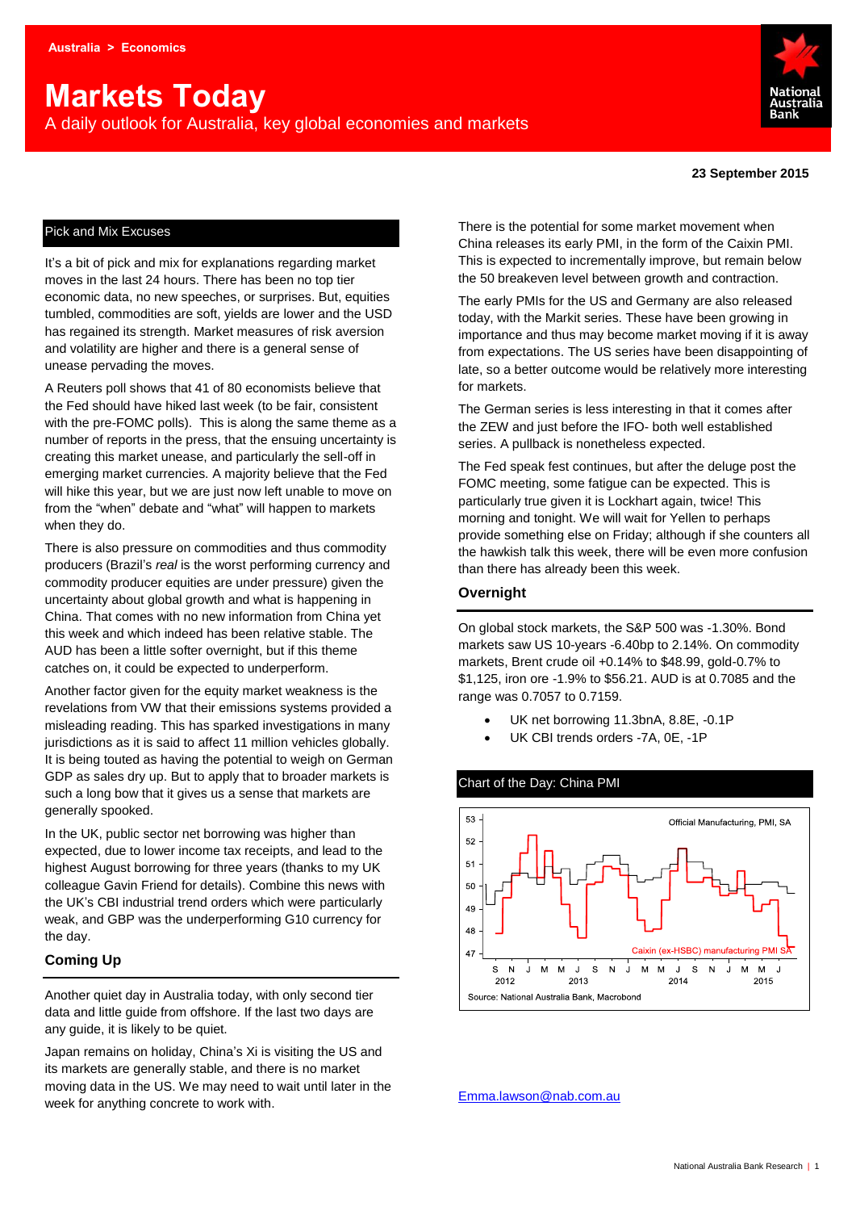Australia > Economics

# Markets Today

A daily outlook for Australia, key global economies and markets

**23 September 2015**

## Pick and Mix Excuses

It's a bit of pick and mix for explanations regarding market moves in the last 24 hours. There has been no top tier economic data, no new speeches, or surprises. But, equities tumbled, commodities are soft, yields are lower and the USD has regained its strength. Market measures of risk aversion and volatility are higher and there is a general sense of unease pervading the moves.

A Reuters poll shows that 41 of 80 economists believe that the Fed should have hiked last week (to be fair, consistent with the pre-FOMC polls). This is along the same theme as a number of reports in the press, that the ensuing uncertainty is creating this market unease, and particularly the sell-off in emerging market currencies. A majority believe that the Fed will hike this year, but we are just now left unable to move on from the "when" debate and "what" will happen to markets when they do.

There is also pressure on commodities and thus commodity producers (Brazil's *real* is the worst performing currency and commodity producer equities are under pressure) given the uncertainty about global growth and what is happening in China. That comes with no new information from China yet this week and which indeed has been relative stable. The AUD has been a little softer overnight, but if this theme catches on, it could be expected to underperform.

Another factor given for the equity market weakness is the revelations from VW that their emissions systems provided a misleading reading. This has sparked investigations in many jurisdictions as it is said to affect 11 million vehicles globally. It is being touted as having the potential to weigh on German GDP as sales dry up. But to apply that to broader markets is such a long bow that it gives us a sense that markets are generally spooked.

In the UK, public sector net borrowing was higher than expected, due to lower income tax receipts, and lead to the highest August borrowing for three years (thanks to my UK colleague Gavin Friend for details). Combine this news with the UK's CBI industrial trend orders which were particularly weak, and GBP was the underperforming G10 currency for the day.

## Coming Up

Another quiet day in Australia today, with only second tier data and little guide from offshore. If the last two days are any guide, it is likely to be quiet.

Japan remains on holiday, China's Xi is visiting the US and its markets are generally stable, and there is no market moving data in the US. We may need to wait until later in the week for anything concrete to work with.

There is the potential for some market movement when China releases its early PMI, in the form of the Caixin PMI. This is expected to incrementally improve, but remain below the 50 breakeven level between growth and contraction.

The early PMIs for the US and Germany are also released today, with the Markit series. These have been growing in importance and thus may become market moving if it is away from expectations. The US series have been disappointing of late, so a better outcome would be relatively more interesting for markets.

The German series is less interesting in that it comes after the ZEW and just before the IFO- both well established series. A pullback is nonetheless expected.

The Fed speak fest continues, but after the deluge post the FOMC meeting, some fatigue can be expected. This is particularly true given it is Lockhart again, twice! This morning and tonight. We will wait for Yellen to perhaps provide something else on Friday; although if she counters all the hawkish talk this week, there will be even more confusion than there has already been this week.

## Overnight

On global stock markets, the S&P 500 was -1.30%. Bond markets saw US 10-years -6.40bp to 2.14%. On commodity markets, Brent crude oil +0.14% to $48.99, gold-0.7% to $1,125, iron ore -1.9% to $56.21. AUD is at 0.7085 and the range was 0.7057 to 0.7159.

- UK net borrowing 11.3bnA, 8.8E, -0.1P
- UK CBI trends orders -7A, 0E, -1P

## Chart of the Day: China PMI

Source: National Australia Bank, Macrobond

Emma.lawson@nab.com.au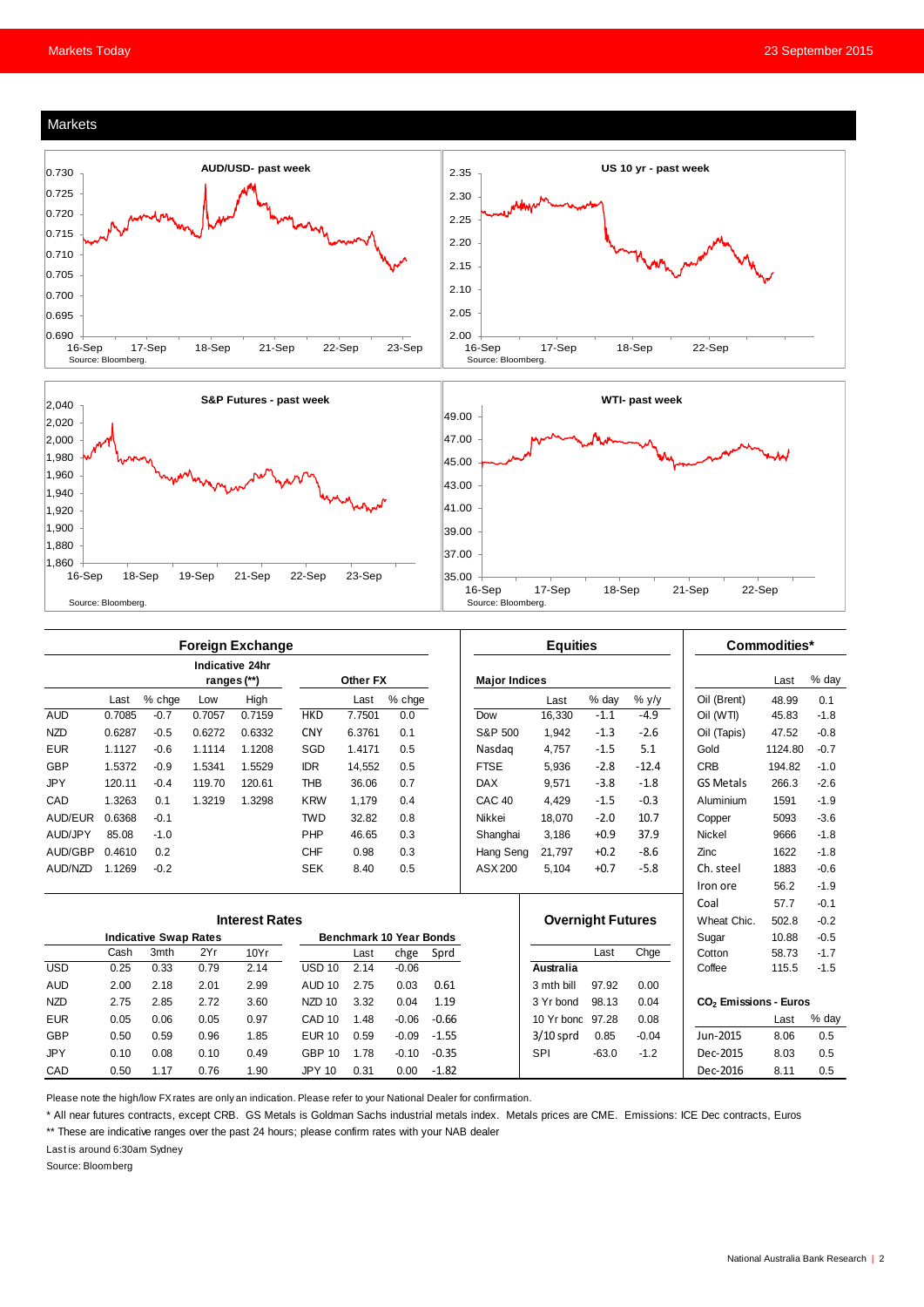## Markets

**AUD/USD- past week**

Source: Bloomberg.

**US 10 yr - past week**

Source: Bloomberg.

**S&P Futures - past week**

Source: Bloomberg.

**WTI- past week**

Source: Bloomberg.

### Foreign Exchange

| | Last | % chge | Low | High | | Last | % chge |
|---|---|---|---|---|---|---|---|
| | | | Indicative 24hr ranges (**) | | Other FX | | |
| AUD | 0.7085 | -0.7 | 0.7057 | 0.7159 | HKD | 7.7501 | 0.0 |
| NZD | 0.6287 | -0.5 | 0.6272 | 0.6332 | CNY | 6.3761 | 0.1 |
| EUR | 1.1127 | -0.6 | 1.1114 | 1.1208 | SGD | 1.4171 | 0.5 |
| GBP | 1.5372 | -0.9 | 1.5341 | 1.5529 | IDR | 14,552 | 0.5 |
| JPY | 120.11 | -0.4 | 119.70 | 120.61 | THB | 36.06 | 0.7 |
| CAD | 1.3263 | 0.1 | 1.3219 | 1.3298 | KRW | 1,179 | 0.4 |
| AUD/EUR | 0.6368 | -0.1 | | | TWD | 32.82 | 0.8 |
| AUD/JPY | 85.08 | -1.0 | | | PHP | 46.65 | 0.3 |
| AUD/GBP | 0.4610 | 0.2 | | | CHF | 0.98 | 0.3 |
| AUD/NZD | 1.1269 | -0.2 | | | SEK | 8.40 | 0.5 |

### Equities

| Major Indices | Last | % day | % y/y |
|---|---|---|---|
| Dow | 16,330 | -1.1 | -4.9 |
| S&P 500 | 1,942 | -1.3 | -2.6 |
| Nasdaq | 4,757 | -1.5 | 5.1 |
| FTSE | 5,936 | -2.8 | -12.4 |
| DAX | 9,571 | -3.8 | -1.8 |
| CAC 40 | 4,429 | -1.5 | -0.3 |
| Nikkei | 18,070 | -2.0 | 10.7 |
| Shanghai | 3,186 | +0.9 | 37.9 |
| Hang Seng | 21,797 | +0.2 | -8.6 |
| ASX 200 | 5,104 | +0.7 | -5.8 |

### Commodities*

| | Last | % day |
|---|---|---|
| Oil (Brent) | 48.99 | 0.1 |
| Oil (WTI) | 45.83 | -1.8 |
| Oil (Tapis) | 47.52 | -0.8 |
| Gold | 1124.80 | -0.7 |
| CRB | 194.82 | -1.0 |
| GS Metals | 266.3 | -2.6 |
| Aluminium | 1591 | -1.9 |
| Copper | 5093 | -3.6 |
| Nickel | 9666 | -1.8 |
| Zinc | 1622 | -1.8 |
| Ch. steel | 1883 | -0.6 |
| Iron ore | 56.2 | -1.9 |
| Coal | 57.7 | -0.1 |
| Wheat Chic. | 502.8 | -0.2 |
| Sugar | 10.88 | -0.5 |
| Cotton | 58.73 | -1.7 |
| Coffee | 115.5 | -1.5 |

### $CO_2$ Emissions - Euros

| | Last | % day |
|---|---|---|
| Jun-2015 | 8.06 | 0.5 |
| Dec-2015 | 8.03 | 0.5 |
| Dec-2016 | 8.11 | 0.5 |

### Interest Rates

| | Indicative Swap Rates | | | | Benchmark 10 Year Bonds | | | |
|---|---|---|---|---|---|---|---|---|
| | Cash | 3mth | 2Yr | 10Yr | | Last | chge | Sprd |
| USD | 0.25 | 0.33 | 0.79 | 2.14 | USD 10 | 2.14 | -0.06 | |
| AUD | 2.00 | 2.18 | 2.01 | 2.99 | AUD 10 | 2.75 | 0.03 | 0.61 |
| NZD | 2.75 | 2.85 | 2.72 | 3.60 | NZD 10 | 3.32 | 0.04 | 1.19 |
| EUR | 0.05 | 0.06 | 0.05 | 0.97 | CAD 10 | 1.48 | -0.06 | -0.66 |
| GBP | 0.50 | 0.59 | 0.96 | 1.85 | EUR 10 | 0.59 | -0.09 | -1.55 |
| JPY | 0.10 | 0.08 | 0.10 | 0.49 | GBP 10 | 1.78 | -0.10 | -0.35 |
| CAD | 0.50 | 1.17 | 0.76 | 1.90 | JPY 10 | 0.31 | 0.00 | -1.82 |

### Overnight Futures

| | Last | Chge |
|---|---|---|
| **Australia** | | |
| 3 mth bill | 97.92 | 0.00 |
| 3 Yr bond | 98.13 | 0.04 |
| 10 Yr bond | 97.28 | 0.08 |
| 3/10 sprd | 0.85 | -0.04 |
| SPI | -63.0 | -1.2 |

Please note the high/low FX rates are only an indication. Please refer to your National Dealer for confirmation.

* All near futures contracts, except CRB. GS Metals is Goldman Sachs industrial metals index. Metals prices are CME. Emissions: ICE Dec contracts, Euros

** These are indicative ranges over the past 24 hours; please confirm rates with your NAB dealer

Last is around 6:30am Sydney

Source: Bloomberg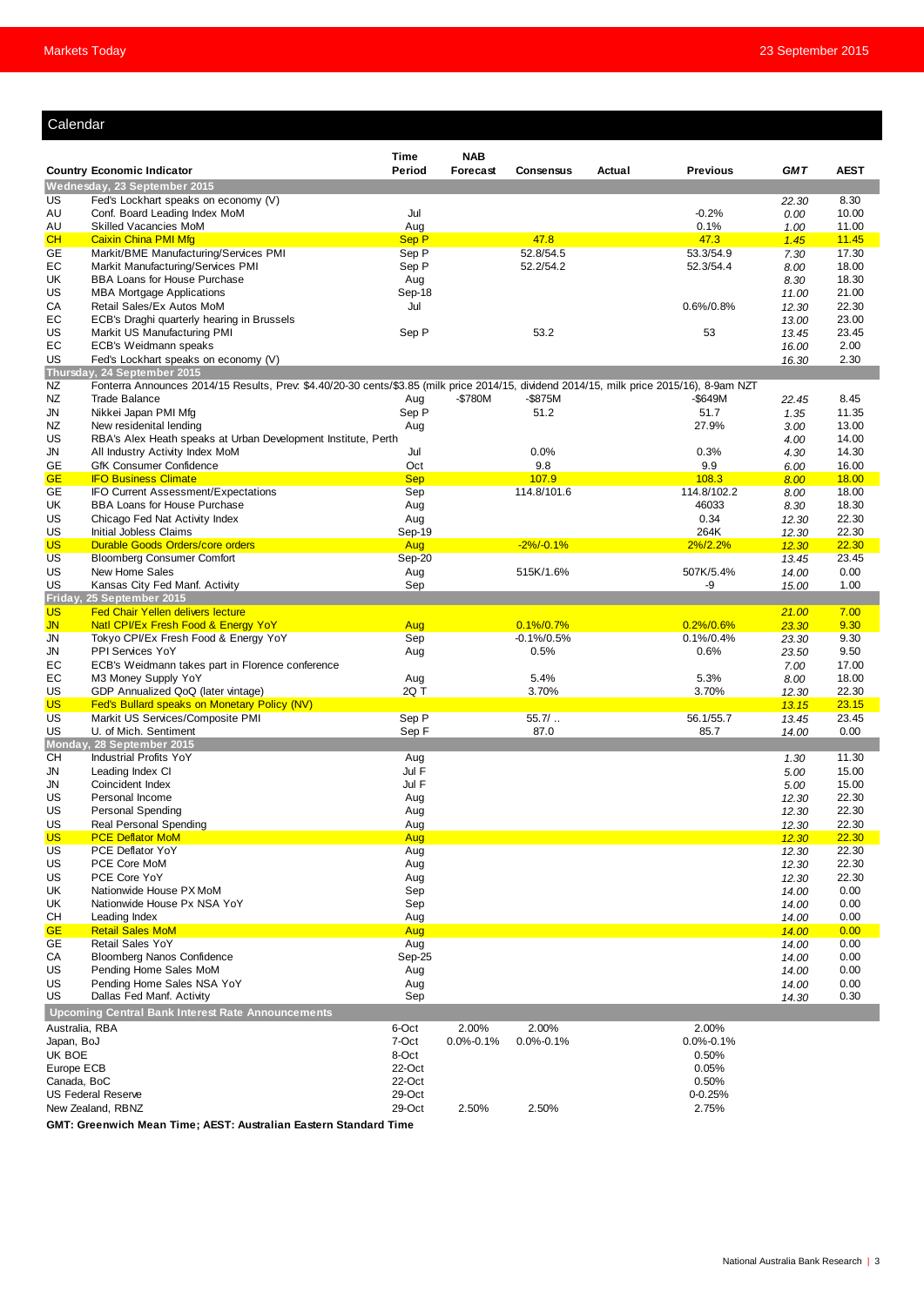## Calendar

| Country | Economic Indicator | Time Period | NAB Forecast | Consensus | Actual | Previous | GMT | AEST |
|---|---|---|---|---|---|---|---|---|
| **Wednesday, 23 September 2015** | | | | | | | | |
| US | Fed's Lockhart speaks on economy (V) | | | | | | 22.30 | 8.30 |
| AU | Conf. Board Leading Index MoM | Jul | | | | -0.2% | 0.00 | 10.00 |
| AU | Skilled Vacancies MoM | Aug | | | | 0.1% | 1.00 | 11.00 |
| CH | Caixin China PMI Mfg | Sep P | | 47.8 | | 47.3 | 1.45 | 11.45 |
| GE | Markit/BME Manufacturing/Services PMI | Sep P | | 52.8/54.5 | | 53.3/54.9 | 7.30 | 17.30 |
| EC | Markit Manufacturing/Services PMI | Sep P | | 52.2/54.2 | | 52.3/54.4 | 8.00 | 18.00 |
| UK | BBA Loans for House Purchase | Aug | | | | | 8.30 | 18.30 |
| US | MBA Mortgage Applications | Sep-18 | | | | | 11.00 | 21.00 |
| CA | Retail Sales/Ex Autos MoM | Jul | | | | 0.6%/0.8% | 12.30 | 22.30 |
| EC | ECB's Draghi quarterly hearing in Brussels | | | | | | 13.00 | 23.00 |
| US | Markit US Manufacturing PMI | Sep P | | 53.2 | | 53 | 13.45 | 23.45 |
| EC | ECB's Weidmann speaks | | | | | | 16.00 | 2.00 |
| US | Fed's Lockhart speaks on economy (V) | | | | | | 16.30 | 2.30 |
| **Thursday, 24 September 2015** | | | | | | | | |
| NZ | Fonterra Announces 2014/15 Results, Prev: $4.40/20-30 cents/$3.85 (milk price 2014/15, dividend 2014/15, milk price 2015/16), 8-9am NZT | | | | | | | |
| NZ | Trade Balance | Aug | -$780M | -$875M | | -$649M | 22.45 | 8.45 |
| JN | Nikkei Japan PMI Mfg | Sep P | | 51.2 | | 51.7 | 1.35 | 11.35 |
| NZ | New residential lending | Aug | | | | 27.9% | 3.00 | 13.00 |
| US | RBA's Alex Heath speaks at Urban Development Institute, Perth | | | | | | 4.00 | 14.00 |
| JN | All Industry Activity Index MoM | Jul | | 0.0% | | 0.3% | 4.30 | 14.30 |
| GE | GfK Consumer Confidence | Oct | | 9.8 | | 9.9 | 6.00 | 16.00 |
| GE | IFO Business Climate | Sep | | 107.9 | | 108.3 | 8.00 | 18.00 |
| GE | IFO Current Assessment/Expectations | Sep | | 114.8/101.6 | | 114.8/102.2 | 8.00 | 18.00 |
| UK | BBA Loans for House Purchase | Aug | | | | 46033 | 8.30 | 18.30 |
| US | Chicago Fed Nat Activity Index | Aug | | | | 0.34 | 12.30 | 22.30 |
| US | Initial Jobless Claims | Sep-19 | | | | 264K | 12.30 | 22.30 |
| US | Durable Goods Orders/core orders | Aug | | -2%/-0.1% | | 2%/2.2% | 12.30 | 22.30 |
| US | Bloomberg Consumer Comfort | Sep-20 | | | | | 13.45 | 23.45 |
| US | New Home Sales | Aug | | 515K/1.6% | | 507K/5.4% | 14.00 | 0.00 |
| US | Kansas City Fed Manf. Activity | Sep | | | | -9 | 15.00 | 1.00 |
| **Friday, 25 September 2015** | | | | | | | | |
| US | Fed Chair Yellen delivers lecture | | | | | | 21.00 | 7.00 |
| JN | Natl CPI/Ex Fresh Food & Energy YoY | Aug | | 0.1%/0.7% | | 0.2%/0.6% | 23.30 | 9.30 |
| JN | Tokyo CPI/Ex Fresh Food & Energy YoY | Sep | | -0.1%/0.5% | | 0.1%/0.4% | 23.30 | 9.30 |
| JN | PPI Services YoY | Aug | | 0.5% | | 0.6% | 23.50 | 9.50 |
| EC | ECB's Weidmann takes part in Florence conference | | | | | | 7.00 | 17.00 |
| EC | M3 Money Supply YoY | Aug | | 5.4% | | 5.3% | 8.00 | 18.00 |
| US | GDP Annualized QoQ (later vintage) | 2Q T | | 3.70% | | 3.70% | 12.30 | 22.30 |
| US | Fed's Bullard speaks on Monetary Policy (NV) | | | | | | 13.15 | 23.15 |
| US | Markit US Services/Composite PMI | Sep P | | 55.7/ .. | | 56.1/55.7 | 13.45 | 23.45 |
| US | U. of Mich. Sentiment | Sep F | | 87.0 | | 85.7 | 14.00 | 0.00 |
| **Monday, 28 September 2015** | | | | | | | | |
| CH | Industrial Profits YoY | Aug | | | | | 1.30 | 11.30 |
| JN | Leading Index CI | Jul F | | | | | 5.00 | 15.00 |
| JN | Coincident Index | Jul F | | | | | 5.00 | 15.00 |
| US | Personal Income | Aug | | | | | 12.30 | 22.30 |
| US | Personal Spending | Aug | | | | | 12.30 | 22.30 |
| US | Real Personal Spending | Aug | | | | | 12.30 | 22.30 |
| US | PCE Deflator MoM | Aug | | | | | 12.30 | 22.30 |
| US | PCE Deflator YoY | Aug | | | | | 12.30 | 22.30 |
| US | PCE Core MoM | Aug | | | | | 12.30 | 22.30 |
| US | PCE Core YoY | Aug | | | | | 12.30 | 22.30 |
| UK | Nationwide House PX MoM | Sep | | | | | 14.00 | 0.00 |
| UK | Nationwide House Px NSA YoY | Sep | | | | | 14.00 | 0.00 |
| CH | Leading Index | Aug | | | | | 14.00 | 0.00 |
| GE | Retail Sales MoM | Aug | | | | | 14.00 | 0.00 |
| GE | Retail Sales YoY | Aug | | | | | 14.00 | 0.00 |
| CA | Bloomberg Nanos Confidence | Sep-25 | | | | | 14.00 | 0.00 |
| US | Pending Home Sales MoM | Aug | | | | | 14.00 | 0.00 |
| US | Pending Home Sales NSA YoY | Aug | | | | | 14.00 | 0.00 |
| US | Dallas Fed Manf. Activity | Sep | | | | | 14.30 | 0.30 |
| **Upcoming Central Bank Interest Rate Announcements** | | | | | | | | |
| Australia, RBA | | 6-Oct | 2.00% | 2.00% | | 2.00% | | |
| Japan, BoJ | | 7-Oct | 0.0%-0.1% | 0.0%-0.1% | | 0.0%-0.1% | | |
| UK BOE | | 8-Oct | | | | 0.50% | | |
| Europe ECB | | 22-Oct | | | | 0.05% | | |
| Canada, BoC | | 22-Oct | | | | 0.50% | | |
| US Federal Reserve | | 29-Oct | | | | 0-0.25% | | |
| New Zealand, RBNZ | | 29-Oct | 2.50% | 2.50% | | 2.75% | | |

**GMT: Greenwich Mean Time; AEST: Australian Eastern Standard Time**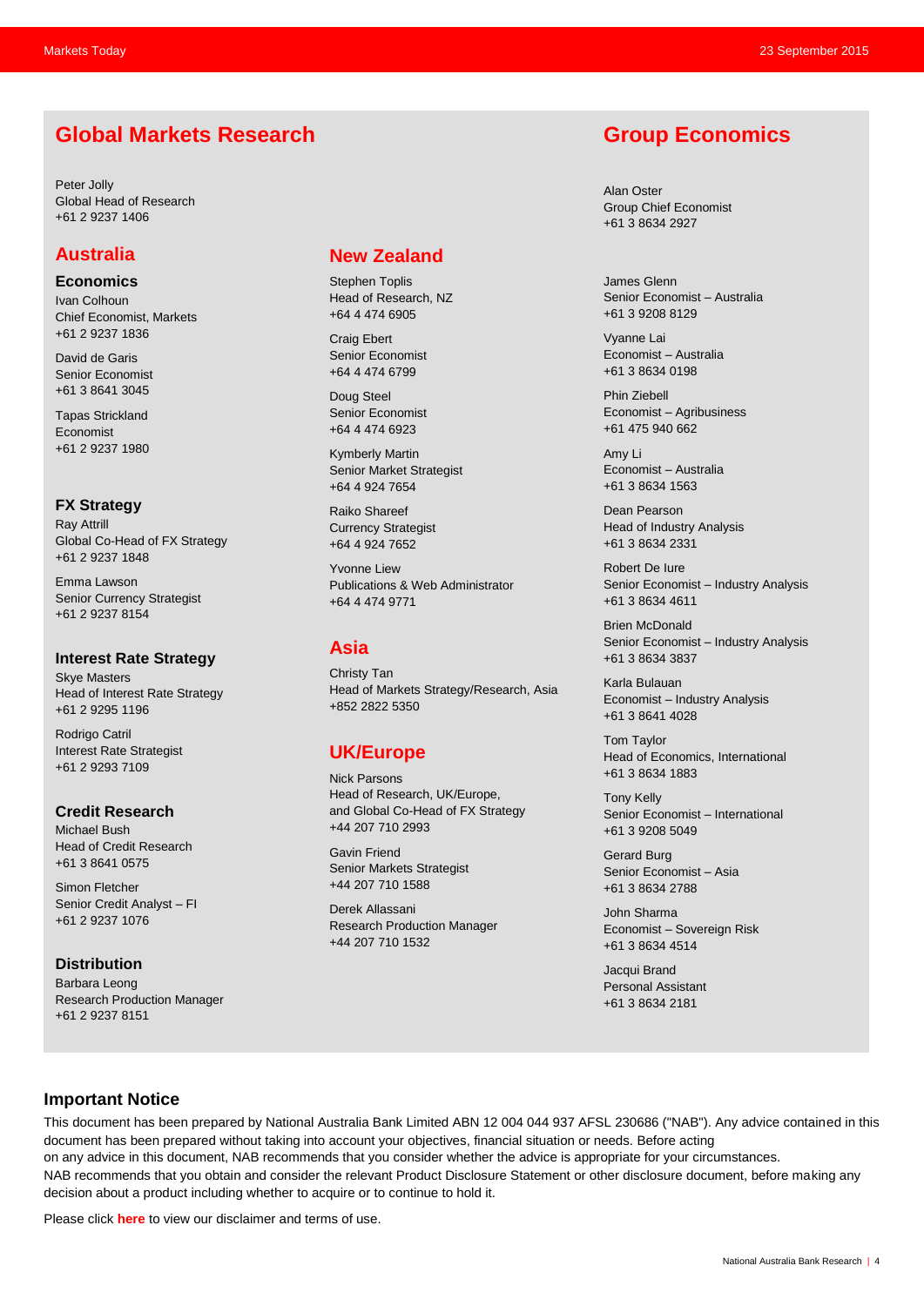## Global Markets Research

Peter Jolly
Global Head of Research
+61 2 9237 1406

### Australia

#### Economics

Ivan Colhoun
Chief Economist, Markets
+61 2 9237 1836

David de Garis
Senior Economist
+61 3 8641 3045

Tapas Strickland
Economist
+61 2 9237 1980

#### FX Strategy

Ray Attrill
Global Co-Head of FX Strategy
+61 2 9237 1848

Emma Lawson
Senior Currency Strategist
+61 2 9237 8154

#### Interest Rate Strategy

Skye Masters
Head of Interest Rate Strategy
+61 2 9295 1196

Rodrigo Catril
Interest Rate Strategist
+61 2 9293 7109

#### Credit Research

Michael Bush
Head of Credit Research
+61 3 8641 0575

Simon Fletcher
Senior Credit Analyst – FI
+61 2 9237 1076

#### Distribution

Barbara Leong
Research Production Manager
+61 2 9237 8151

### New Zealand

Stephen Toplis
Head of Research, NZ
+64 4 474 6905

Craig Ebert
Senior Economist
+64 4 474 6799

Doug Steel
Senior Economist
+64 4 474 6923

Kymberly Martin
Senior Market Strategist
+64 4 924 7654

Raiko Shareef
Currency Strategist
+64 4 924 7652

Yvonne Liew
Publications & Web Administrator
+64 4 474 9771

### Asia

Christy Tan
Head of Markets Strategy/Research, Asia
+852 2822 5350

### UK/Europe

Nick Parsons
Head of Research, UK/Europe,
and Global Co-Head of FX Strategy
+44 207 710 2993

Gavin Friend
Senior Markets Strategist
+44 207 710 1588

Derek Allassani
Research Production Manager
+44 207 710 1532

## Group Economics

Alan Oster
Group Chief Economist
+61 3 8634 2927

James Glenn
Senior Economist – Australia
+61 3 9208 8129

Vyanne Lai
Economist – Australia
+61 3 8634 0198

Phin Ziebell
Economist – Agribusiness
+61 475 940 662

Amy Li
Economist – Australia
+61 3 8634 1563

Dean Pearson
Head of Industry Analysis
+61 3 8634 2331

Robert De Iure
Senior Economist – Industry Analysis
+61 3 8634 4611

Brien McDonald
Senior Economist – Industry Analysis
+61 3 8634 3837

Karla Bulauan
Economist – Industry Analysis
+61 3 8641 4028

Tom Taylor
Head of Economics, International
+61 3 8634 1883

Tony Kelly
Senior Economist – International
+61 3 9208 5049

Gerard Burg
Senior Economist – Asia
+61 3 8634 2788

John Sharma
Economist – Sovereign Risk
+61 3 8634 4514

Jacqui Brand
Personal Assistant
+61 3 8634 2181

## Important Notice

This document has been prepared by National Australia Bank Limited ABN 12 004 044 937 AFSL 230686 ("NAB"). Any advice contained in this document has been prepared without taking into account your objectives, financial situation or needs. Before acting on any advice in this document, NAB recommends that you consider whether the advice is appropriate for your circumstances. NAB recommends that you obtain and consider the relevant Product Disclosure Statement or other disclosure document, before making any decision about a product including whether to acquire or to continue to hold it.

Please click **here** to view our disclaimer and terms of use.